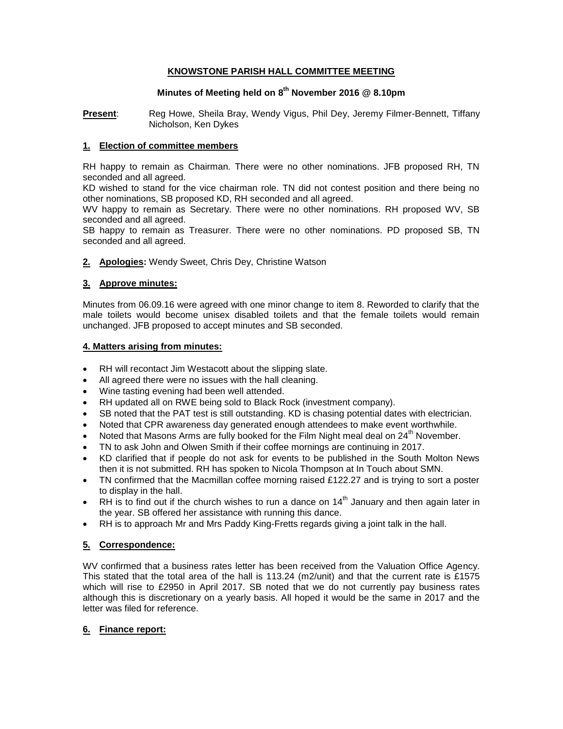# KNOWSTONE PARISH HALL COMMITTEE MEETING

## Minutes of Meeting held on 8th November 2016 @ 8.10pm

**Present**: Reg Howe, Sheila Bray, Wendy Vigus, Phil Dey, Jeremy Filmer-Bennett, Tiffany Nicholson, Ken Dykes

### 1. Election of committee members

RH happy to remain as Chairman. There were no other nominations. JFB proposed RH, TN seconded and all agreed.
KD wished to stand for the vice chairman role. TN did not contest position and there being no other nominations, SB proposed KD, RH seconded and all agreed.
WV happy to remain as Secretary. There were no other nominations. RH proposed WV, SB seconded and all agreed.
SB happy to remain as Treasurer. There were no other nominations. PD proposed SB, TN seconded and all agreed.

### 2. Apologies: Wendy Sweet, Chris Dey, Christine Watson

### 3. Approve minutes:

Minutes from 06.09.16 were agreed with one minor change to item 8. Reworded to clarify that the male toilets would become unisex disabled toilets and that the female toilets would remain unchanged. JFB proposed to accept minutes and SB seconded.

### 4. Matters arising from minutes:

- RH will recontact Jim Westacott about the slipping slate.
- All agreed there were no issues with the hall cleaning.
- Wine tasting evening had been well attended.
- RH updated all on RWE being sold to Black Rock (investment company).
- SB noted that the PAT test is still outstanding. KD is chasing potential dates with electrician.
- Noted that CPR awareness day generated enough attendees to make event worthwhile.
- Noted that Masons Arms are fully booked for the Film Night meal deal on 24th November.
- TN to ask John and Olwen Smith if their coffee mornings are continuing in 2017.
- KD clarified that if people do not ask for events to be published in the South Molton News then it is not submitted. RH has spoken to Nicola Thompson at In Touch about SMN.
- TN confirmed that the Macmillan coffee morning raised £122.27 and is trying to sort a poster to display in the hall.
- RH is to find out if the church wishes to run a dance on 14th January and then again later in the year. SB offered her assistance with running this dance.
- RH is to approach Mr and Mrs Paddy King-Fretts regards giving a joint talk in the hall.

### 5. Correspondence:

WV confirmed that a business rates letter has been received from the Valuation Office Agency. This stated that the total area of the hall is 113.24 (m2/unit) and that the current rate is £1575 which will rise to £2950 in April 2017. SB noted that we do not currently pay business rates although this is discretionary on a yearly basis. All hoped it would be the same in 2017 and the letter was filed for reference.

### 6. Finance report: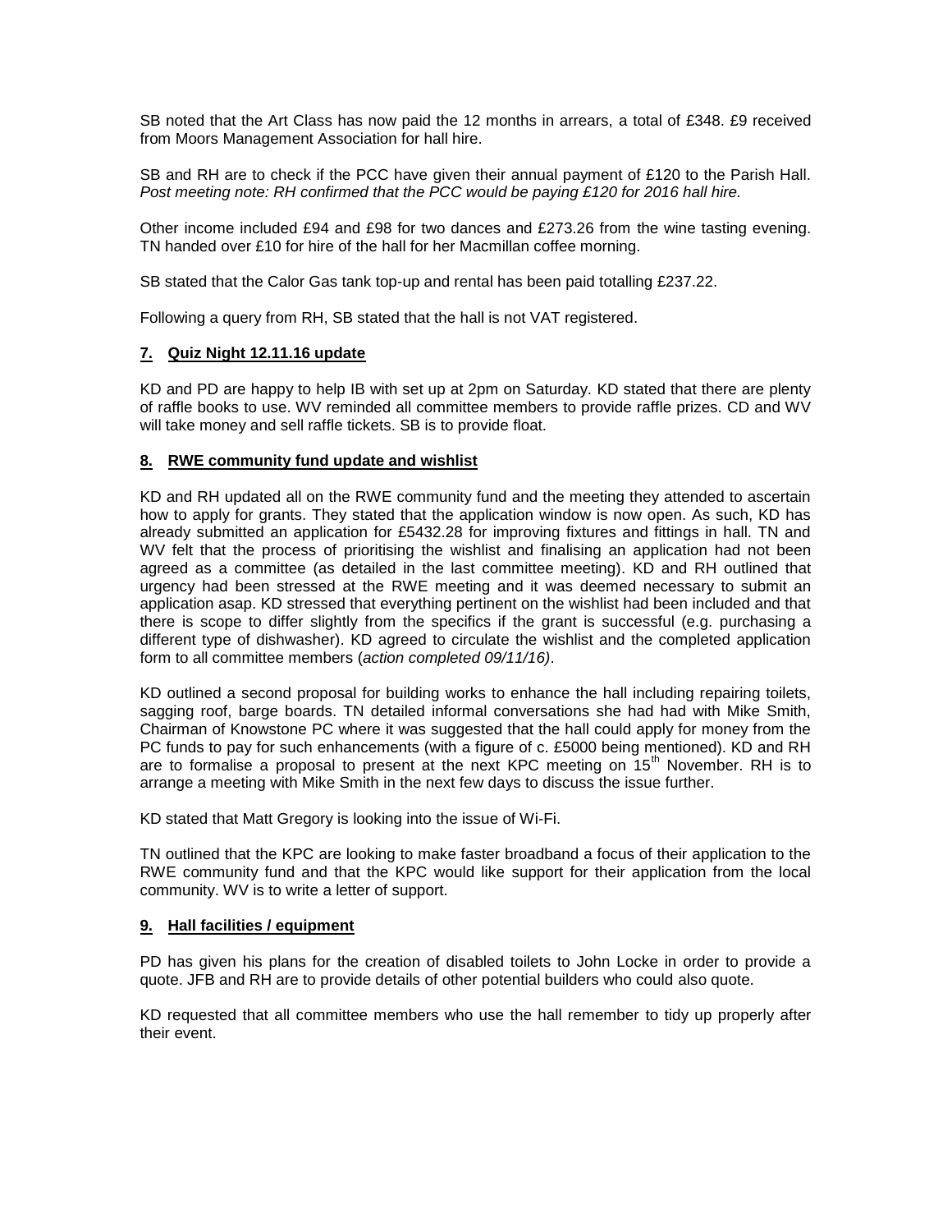SB noted that the Art Class has now paid the 12 months in arrears, a total of £348. £9 received from Moors Management Association for hall hire.

SB and RH are to check if the PCC have given their annual payment of £120 to the Parish Hall. *Post meeting note: RH confirmed that the PCC would be paying £120 for 2016 hall hire.*

Other income included £94 and £98 for two dances and £273.26 from the wine tasting evening. TN handed over £10 for hire of the hall for her Macmillan coffee morning.

SB stated that the Calor Gas tank top-up and rental has been paid totalling £237.22.

Following a query from RH, SB stated that the hall is not VAT registered.

## 7. Quiz Night 12.11.16 update

KD and PD are happy to help IB with set up at 2pm on Saturday. KD stated that there are plenty of raffle books to use. WV reminded all committee members to provide raffle prizes. CD and WV will take money and sell raffle tickets. SB is to provide float.

## 8. RWE community fund update and wishlist

KD and RH updated all on the RWE community fund and the meeting they attended to ascertain how to apply for grants. They stated that the application window is now open. As such, KD has already submitted an application for £5432.28 for improving fixtures and fittings in hall. TN and WV felt that the process of prioritising the wishlist and finalising an application had not been agreed as a committee (as detailed in the last committee meeting). KD and RH outlined that urgency had been stressed at the RWE meeting and it was deemed necessary to submit an application asap. KD stressed that everything pertinent on the wishlist had been included and that there is scope to differ slightly from the specifics if the grant is successful (e.g. purchasing a different type of dishwasher). KD agreed to circulate the wishlist and the completed application form to all committee members (*action completed 09/11/16)*.

KD outlined a second proposal for building works to enhance the hall including repairing toilets, sagging roof, barge boards. TN detailed informal conversations she had had with Mike Smith, Chairman of Knowstone PC where it was suggested that the hall could apply for money from the PC funds to pay for such enhancements (with a figure of c. £5000 being mentioned). KD and RH are to formalise a proposal to present at the next KPC meeting on 15th November. RH is to arrange a meeting with Mike Smith in the next few days to discuss the issue further.

KD stated that Matt Gregory is looking into the issue of Wi-Fi.

TN outlined that the KPC are looking to make faster broadband a focus of their application to the RWE community fund and that the KPC would like support for their application from the local community. WV is to write a letter of support.

## 9. Hall facilities / equipment

PD has given his plans for the creation of disabled toilets to John Locke in order to provide a quote. JFB and RH are to provide details of other potential builders who could also quote.

KD requested that all committee members who use the hall remember to tidy up properly after their event.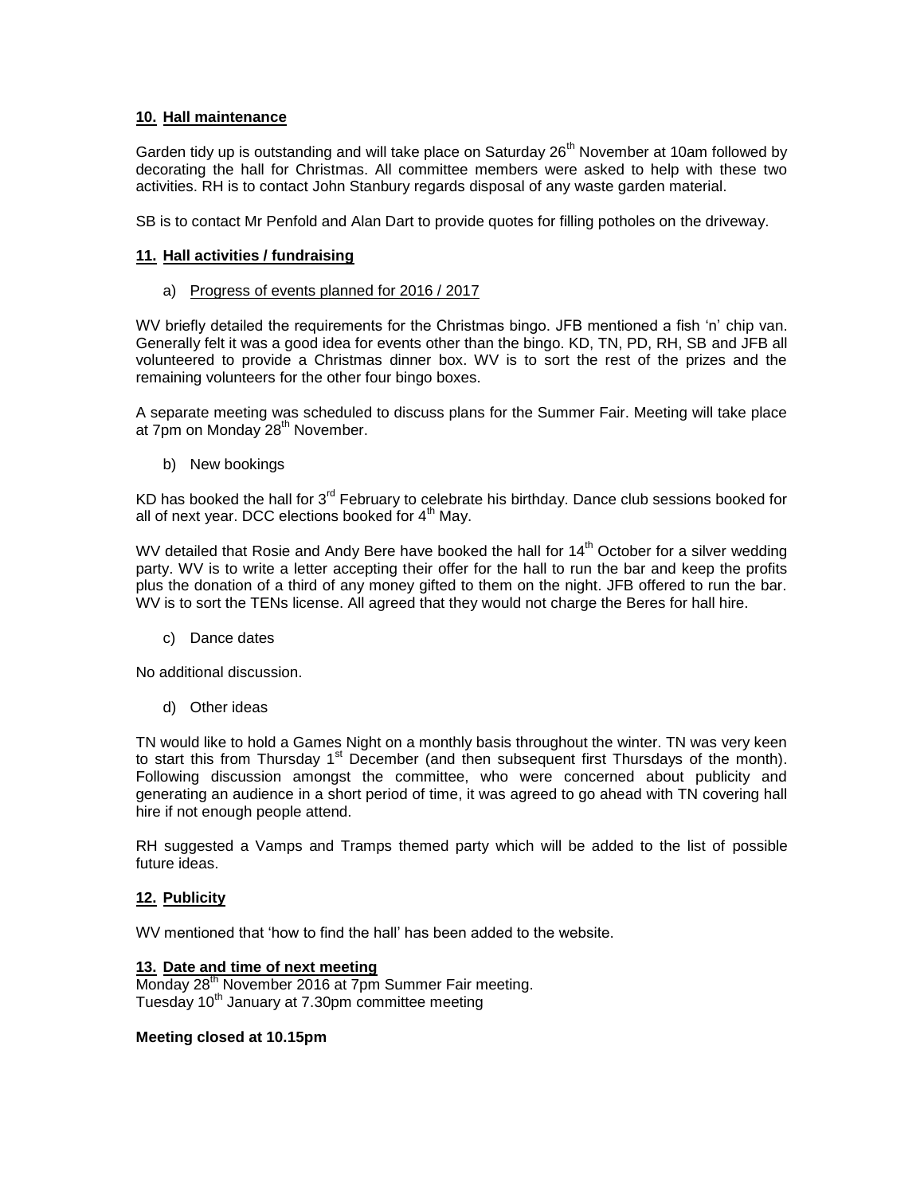## 10. Hall maintenance

Garden tidy up is outstanding and will take place on Saturday 26th November at 10am followed by decorating the hall for Christmas. All committee members were asked to help with these two activities. RH is to contact John Stanbury regards disposal of any waste garden material.

SB is to contact Mr Penfold and Alan Dart to provide quotes for filling potholes on the driveway.

## 11. Hall activities / fundraising

a) Progress of events planned for 2016 / 2017

WV briefly detailed the requirements for the Christmas bingo. JFB mentioned a fish 'n' chip van. Generally felt it was a good idea for events other than the bingo. KD, TN, PD, RH, SB and JFB all volunteered to provide a Christmas dinner box. WV is to sort the rest of the prizes and the remaining volunteers for the other four bingo boxes.

A separate meeting was scheduled to discuss plans for the Summer Fair. Meeting will take place at 7pm on Monday 28th November.

b) New bookings

KD has booked the hall for 3rd February to celebrate his birthday. Dance club sessions booked for all of next year. DCC elections booked for 4th May.

WV detailed that Rosie and Andy Bere have booked the hall for 14th October for a silver wedding party. WV is to write a letter accepting their offer for the hall to run the bar and keep the profits plus the donation of a third of any money gifted to them on the night. JFB offered to run the bar. WV is to sort the TENs license. All agreed that they would not charge the Beres for hall hire.

c) Dance dates

No additional discussion.

d) Other ideas

TN would like to hold a Games Night on a monthly basis throughout the winter. TN was very keen to start this from Thursday 1st December (and then subsequent first Thursdays of the month). Following discussion amongst the committee, who were concerned about publicity and generating an audience in a short period of time, it was agreed to go ahead with TN covering hall hire if not enough people attend.

RH suggested a Vamps and Tramps themed party which will be added to the list of possible future ideas.

## 12. Publicity

WV mentioned that 'how to find the hall' has been added to the website.

## 13. Date and time of next meeting

Monday 28th November 2016 at 7pm Summer Fair meeting.
Tuesday 10th January at 7.30pm committee meeting

**Meeting closed at 10.15pm**